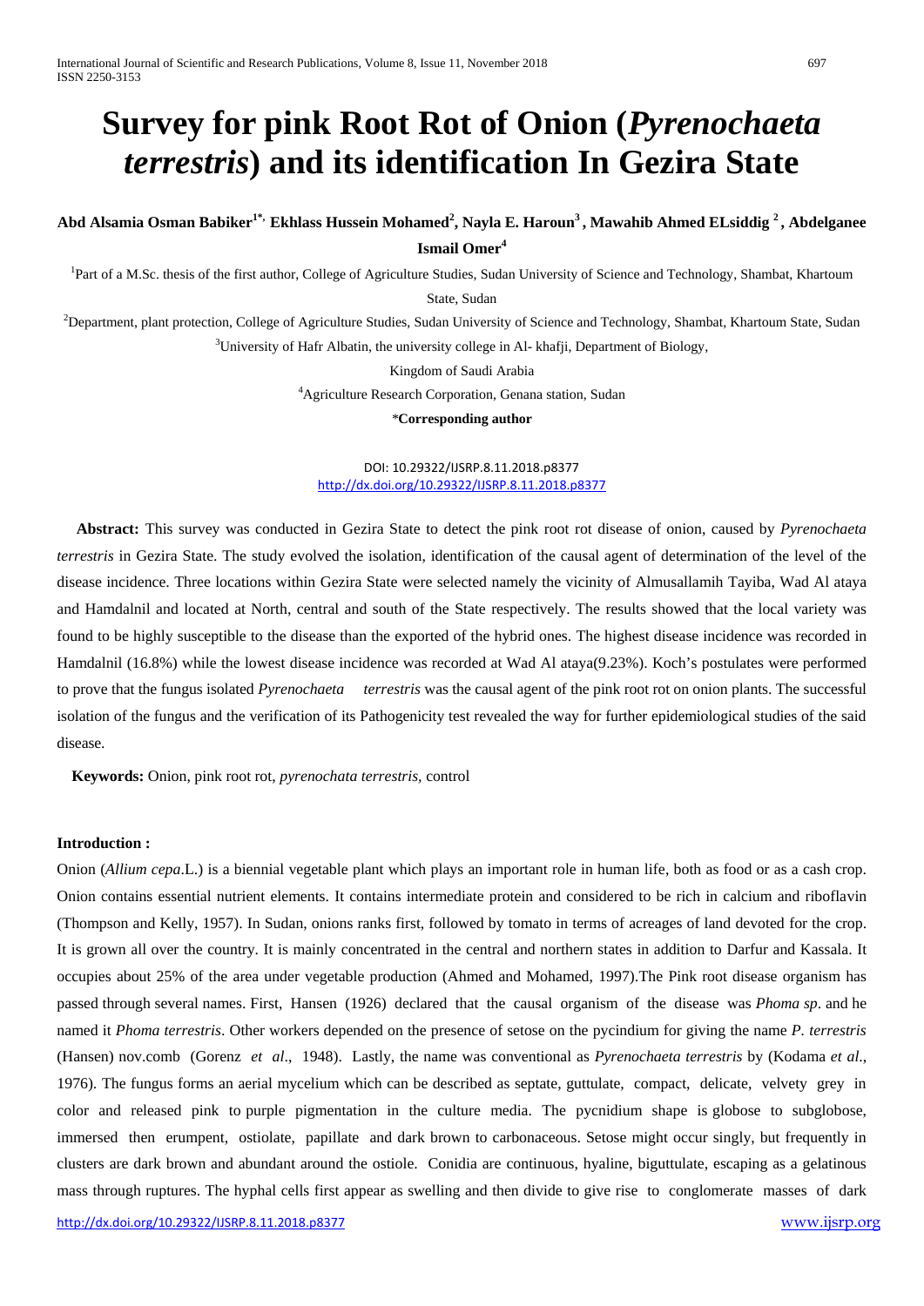# Survey for pink Root Rot of Onion (*Pyrenochaeta terrestris*) and its identification In Gezira State

**Abd Alsamia Osman Babiker[1*], Ekhlass Hussein Mohamed[2], Nayla E. Haroun[3], Mawahib Ahmed ELsiddig [2], Abdelganee Ismail Omer[4]**

[1]Part of a M.Sc. thesis of the first author, College of Agriculture Studies, Sudan University of Science and Technology, Shambat, Khartoum State, Sudan

[2]Department, plant protection, College of Agriculture Studies, Sudan University of Science and Technology, Shambat, Khartoum State, Sudan

[3]University of Hafr Albatin, the university college in Al- khafji, Department of Biology, Kingdom of Saudi Arabia

[4]Agriculture Research Corporation, Genana station, Sudan

\***Corresponding author**

DOI: 10.29322/IJSRP.8.11.2018.p8377
http://dx.doi.org/10.29322/IJSRP.8.11.2018.p8377

**Abstract:** This survey was conducted in Gezira State to detect the pink root rot disease of onion, caused by *Pyrenochaeta terrestris* in Gezira State. The study evolved the isolation, identification of the causal agent of determination of the level of the disease incidence. Three locations within Gezira State were selected namely the vicinity of Almusallamih Tayiba, Wad Al ataya and Hamdalnil and located at North, central and south of the State respectively. The results showed that the local variety was found to be highly susceptible to the disease than the exported of the hybrid ones. The highest disease incidence was recorded in Hamdalnil (16.8%) while the lowest disease incidence was recorded at Wad Al ataya(9.23%). Koch's postulates were performed to prove that the fungus isolated *Pyrenochaeta terrestris* was the causal agent of the pink root rot on onion plants. The successful isolation of the fungus and the verification of its Pathogenicity test revealed the way for further epidemiological studies of the said disease.

**Keywords:** Onion, pink root rot, *pyrenochata terrestris*, control

## Introduction :

Onion (*Allium cepa*.L.) is a biennial vegetable plant which plays an important role in human life, both as food or as a cash crop. Onion contains essential nutrient elements. It contains intermediate protein and considered to be rich in calcium and riboflavin (Thompson and Kelly, 1957). In Sudan, onions ranks first, followed by tomato in terms of acreages of land devoted for the crop. It is grown all over the country. It is mainly concentrated in the central and northern states in addition to Darfur and Kassala. It occupies about 25% of the area under vegetable production (Ahmed and Mohamed, 1997).The Pink root disease organism has passed through several names. First, Hansen (1926) declared that the causal organism of the disease was *Phoma sp*. and he named it *Phoma terrestris*. Other workers depended on the presence of setose on the pycindium for giving the name *P. terrestris* (Hansen) nov.comb (Gorenz *et al*., 1948). Lastly, the name was conventional as *Pyrenochaeta terrestris* by (Kodama *et al*., 1976). The fungus forms an aerial mycelium which can be described as septate, guttulate, compact, delicate, velvety grey in color and released pink to purple pigmentation in the culture media. The pycnidium shape is globose to subglobose, immersed then erumpent, ostiolate, papillate and dark brown to carbonaceous. Setose might occur singly, but frequently in clusters are dark brown and abundant around the ostiole. Conidia are continuous, hyaline, biguttulate, escaping as a gelatinous mass through ruptures. The hyphal cells first appear as swelling and then divide to give rise to conglomerate masses of dark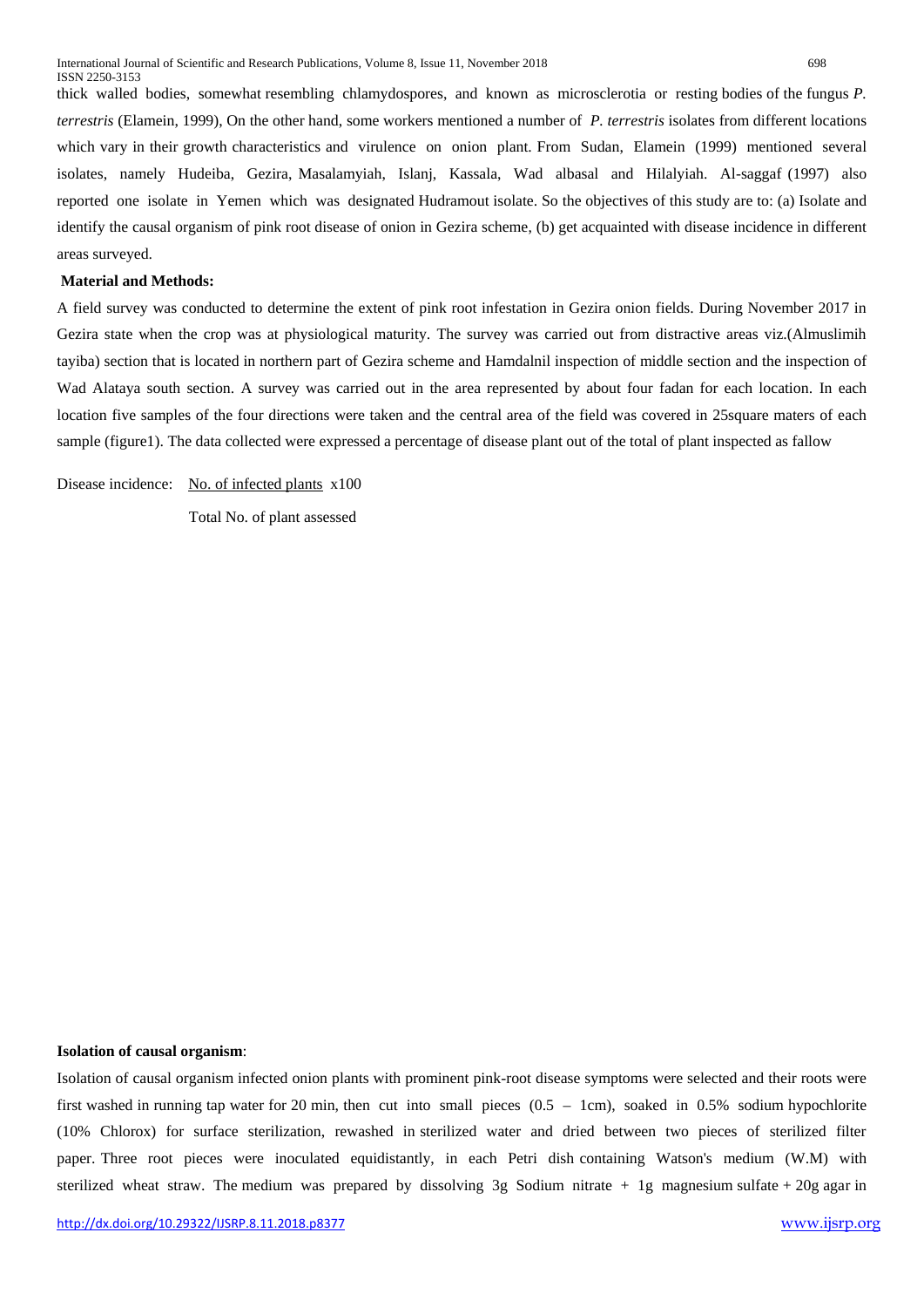thick walled bodies, somewhat resembling chlamydospores, and known as microsclerotia or resting bodies of the fungus *P. terrestris* (Elamein, 1999), On the other hand, some workers mentioned a number of *P. terrestris* isolates from different locations which vary in their growth characteristics and virulence on onion plant. From Sudan, Elamein (1999) mentioned several isolates, namely Hudeiba, Gezira, Masalamyiah, Islanj, Kassala, Wad albasal and Hilalyiah. Al-saggaf (1997) also reported one isolate in Yemen which was designated Hudramout isolate. So the objectives of this study are to: (a) Isolate and identify the causal organism of pink root disease of onion in Gezira scheme, (b) get acquainted with disease incidence in different areas surveyed.

**Material and Methods:**

A field survey was conducted to determine the extent of pink root infestation in Gezira onion fields. During November 2017 in Gezira state when the crop was at physiological maturity. The survey was carried out from distractive areas viz.(Almuslimih tayiba) section that is located in northern part of Gezira scheme and Hamdalnil inspection of middle section and the inspection of Wad Alataya south section. A survey was carried out in the area represented by about four fadan for each location. In each location five samples of the four directions were taken and the central area of the field was covered in 25square maters of each sample (figure1). The data collected were expressed a percentage of disease plant out of the total of plant inspected as fallow

$$\text{Disease incidence:} \quad \frac{\text{No. of infected plants}}{\text{Total No. of plant assessed}} \times 100$$

**Isolation of causal organism**:

Isolation of causal organism infected onion plants with prominent pink-root disease symptoms were selected and their roots were first washed in running tap water for 20 min, then cut into small pieces (0.5 – 1cm), soaked in 0.5% sodium hypochlorite (10% Chlorox) for surface sterilization, rewashed in sterilized water and dried between two pieces of sterilized filter paper. Three root pieces were inoculated equidistantly, in each Petri dish containing Watson's medium (W.M) with sterilized wheat straw. The medium was prepared by dissolving 3g Sodium nitrate + 1g magnesium sulfate + 20g agar in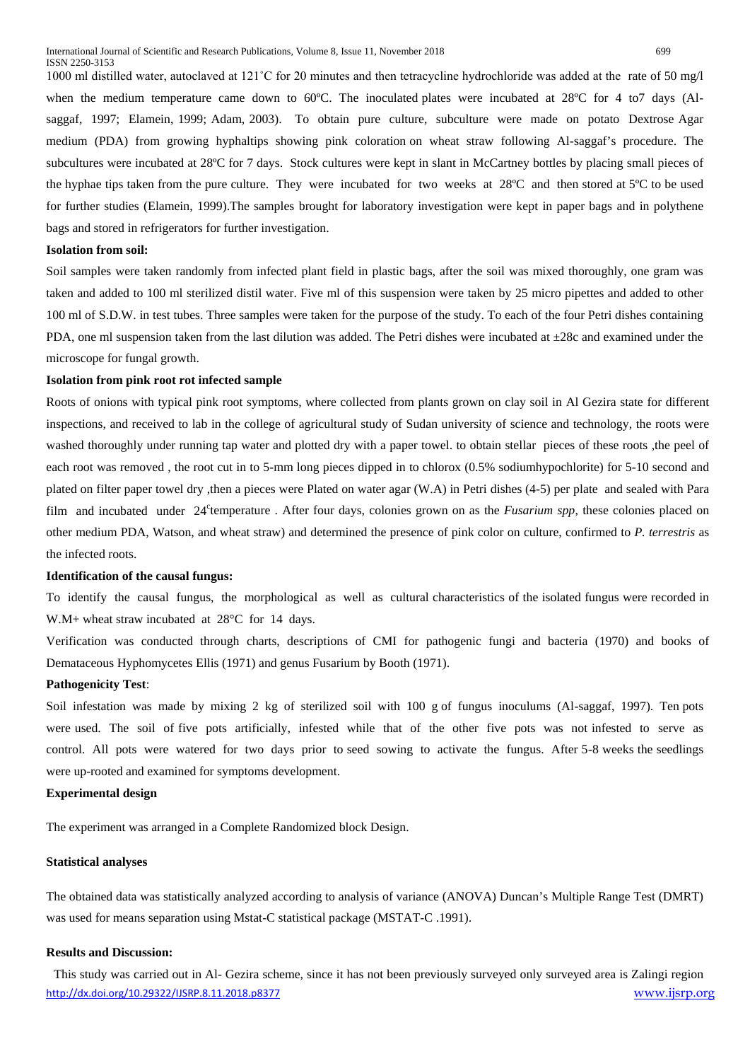1000 ml distilled water, autoclaved at 121˚C for 20 minutes and then tetracycline hydrochloride was added at the rate of 50 mg/l when the medium temperature came down to 60ºC. The inoculated plates were incubated at 28ºC for 4 to7 days (Al-saggaf, 1997; Elamein, 1999; Adam, 2003). To obtain pure culture, subculture were made on potato Dextrose Agar medium (PDA) from growing hyphaltips showing pink coloration on wheat straw following Al-saggaf's procedure. The subcultures were incubated at 28ºC for 7 days. Stock cultures were kept in slant in McCartney bottles by placing small pieces of the hyphae tips taken from the pure culture. They were incubated for two weeks at 28ºC and then stored at 5ºC to be used for further studies (Elamein, 1999).The samples brought for laboratory investigation were kept in paper bags and in polythene bags and stored in refrigerators for further investigation.

**Isolation from soil:**

Soil samples were taken randomly from infected plant field in plastic bags, after the soil was mixed thoroughly, one gram was taken and added to 100 ml sterilized distil water. Five ml of this suspension were taken by 25 micro pipettes and added to other 100 ml of S.D.W. in test tubes. Three samples were taken for the purpose of the study. To each of the four Petri dishes containing PDA, one ml suspension taken from the last dilution was added. The Petri dishes were incubated at ±28c and examined under the microscope for fungal growth.

**Isolation from pink root rot infected sample**

Roots of onions with typical pink root symptoms, where collected from plants grown on clay soil in Al Gezira state for different inspections, and received to lab in the college of agricultural study of Sudan university of science and technology, the roots were washed thoroughly under running tap water and plotted dry with a paper towel. to obtain stellar pieces of these roots ,the peel of each root was removed , the root cut in to 5-mm long pieces dipped in to chlorox (0.5% sodiumhypochlorite) for 5-10 second and plated on filter paper towel dry ,then a pieces were Plated on water agar (W.A) in Petri dishes (4-5) per plate and sealed with Para film and incubated under 24$^{c}$temperature . After four days, colonies grown on as the ***Fusarium spp***, these colonies placed on other medium PDA, Watson, and wheat straw) and determined the presence of pink color on culture, confirmed to *P. terrestris* as the infected roots.

**Identification of the causal fungus:**

To identify the causal fungus, the morphological as well as cultural characteristics of the isolated fungus were recorded in W.M+ wheat straw incubated at 28°C for 14 days.

Verification was conducted through charts, descriptions of CMI for pathogenic fungi and bacteria (1970) and books of Demataceous Hyphomycetes Ellis (1971) and genus Fusarium by Booth (1971).

**Pathogenicity Test**:

Soil infestation was made by mixing 2 kg of sterilized soil with 100 g of fungus inoculums (Al-saggaf, 1997). Ten pots were used. The soil of five pots artificially, infested while that of the other five pots was not infested to serve as control. All pots were watered for two days prior to seed sowing to activate the fungus. After 5-8 weeks the seedlings were up-rooted and examined for symptoms development.

**Experimental design**

The experiment was arranged in a Complete Randomized block Design.

**Statistical analyses**

The obtained data was statistically analyzed according to analysis of variance (ANOVA) Duncan's Multiple Range Test (DMRT) was used for means separation using Mstat-C statistical package (MSTAT-C .1991).

**Results and Discussion:**

This study was carried out in Al- Gezira scheme, since it has not been previously surveyed only surveyed area is Zalingi region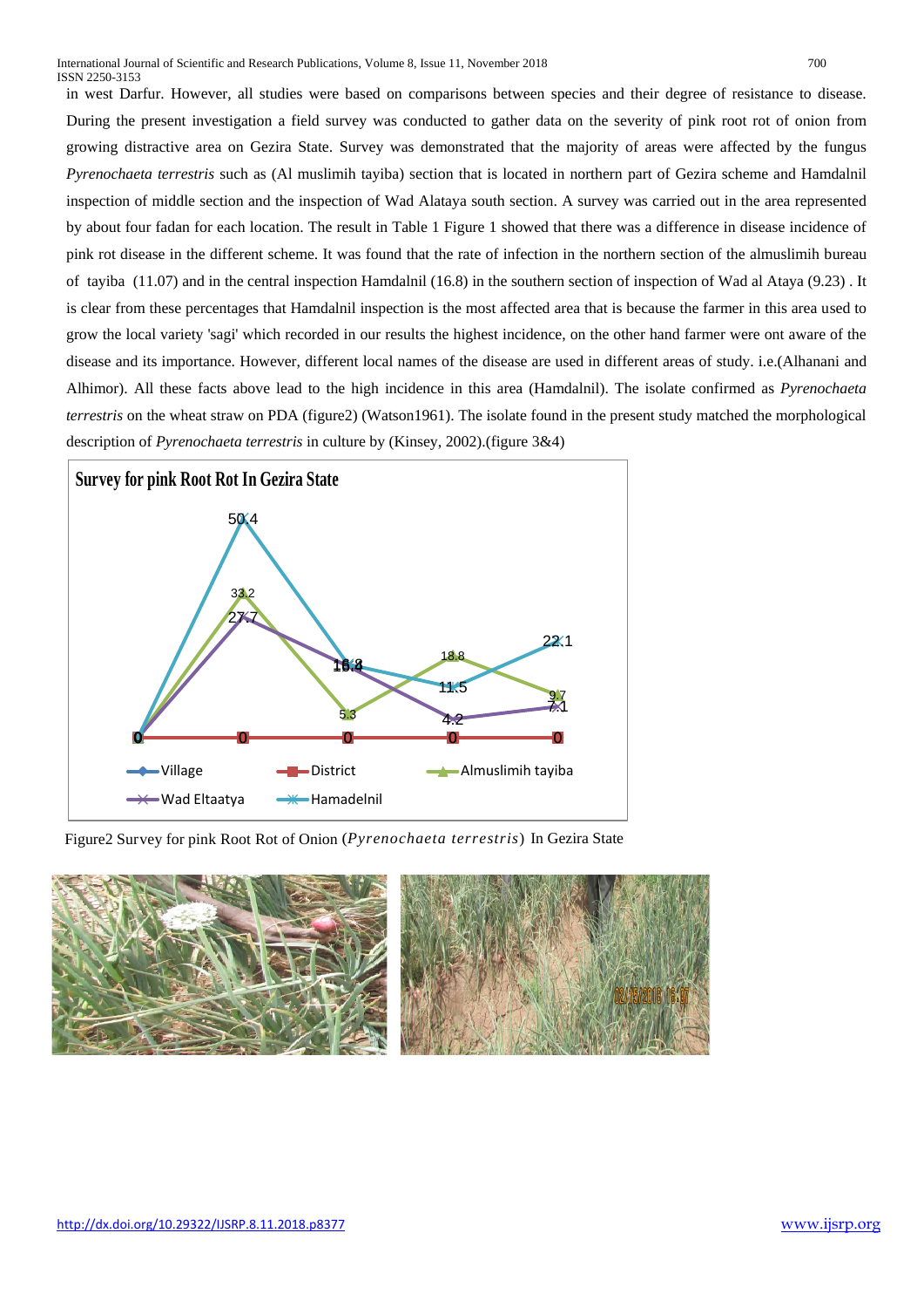in west Darfur. However, all studies were based on comparisons between species and their degree of resistance to disease. During the present investigation a field survey was conducted to gather data on the severity of pink root rot of onion from growing distractive area on Gezira State. Survey was demonstrated that the majority of areas were affected by the fungus *Pyrenochaeta terrestris* such as (Al muslimih tayiba) section that is located in northern part of Gezira scheme and Hamdalnil inspection of middle section and the inspection of Wad Alataya south section. A survey was carried out in the area represented by about four fadan for each location. The result in Table 1 Figure 1 showed that there was a difference in disease incidence of pink rot disease in the different scheme. It was found that the rate of infection in the northern section of the almuslimih bureau of tayiba (11.07) and in the central inspection Hamdalnil (16.8) in the southern section of inspection of Wad al Ataya (9.23) . It is clear from these percentages that Hamdalnil inspection is the most affected area that is because the farmer in this area used to grow the local variety 'sagi' which recorded in our results the highest incidence, on the other hand farmer were ont aware of the disease and its importance. However, different local names of the disease are used in different areas of study. i.e.(Alhanani and Alhimor). All these facts above lead to the high incidence in this area (Hamdalnil). The isolate confirmed as *Pyrenochaeta terrestris* on the wheat straw on PDA (figure2) (Watson1961). The isolate found in the present study matched the morphological description of *Pyrenochaeta terrestris* in culture by (Kinsey, 2002).(figure 3&4)

Figure2 Survey for pink Root Rot of Onion (*Pyrenochaeta terrestris*) In Gezira State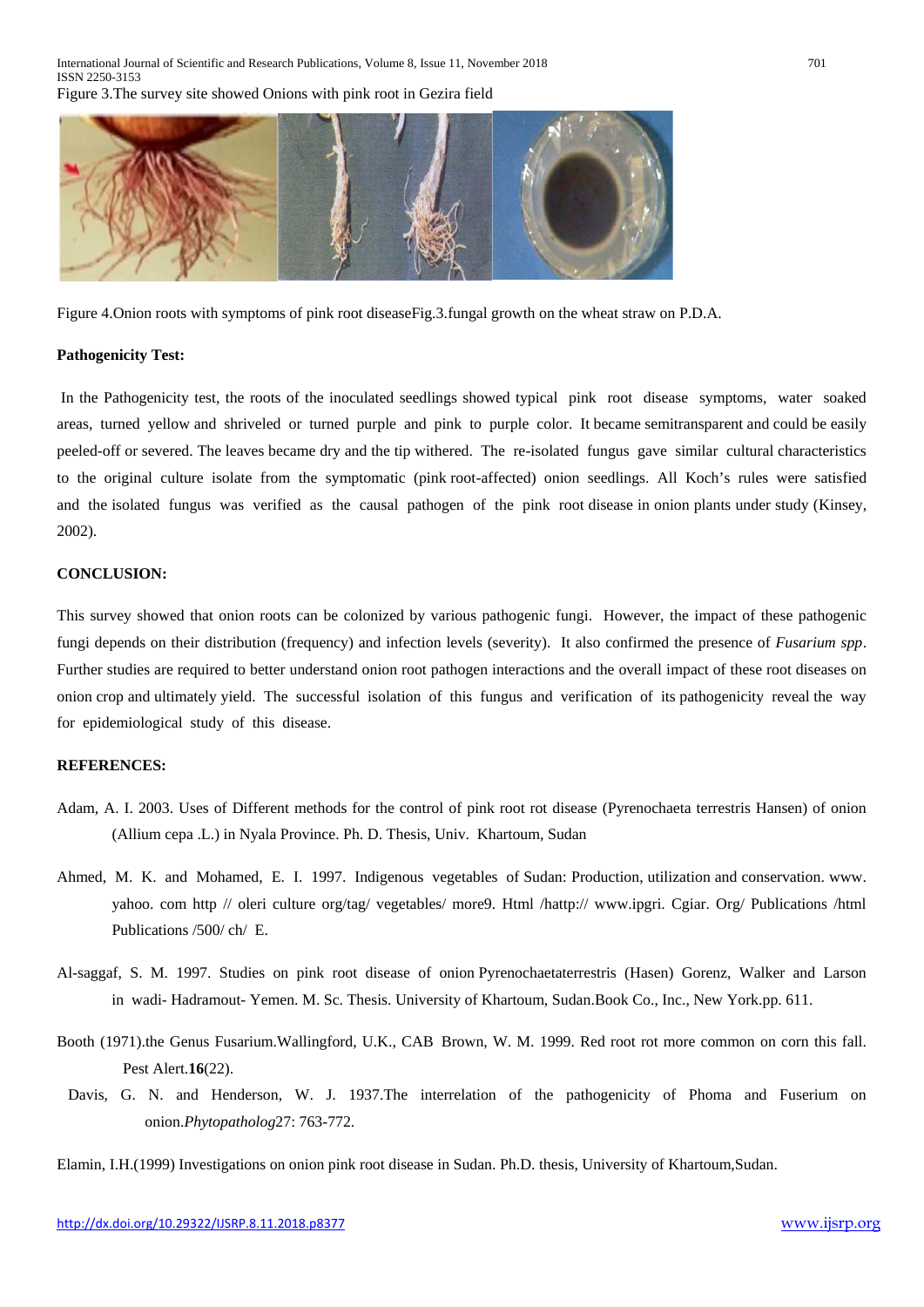Figure 3.The survey site showed Onions with pink root in Gezira field

Figure 4.Onion roots with symptoms of pink root diseaseFig.3.fungal growth on the wheat straw on P.D.A.

**Pathogenicity Test:**

In the Pathogenicity test, the roots of the inoculated seedlings showed typical pink root disease symptoms, water soaked areas, turned yellow and shriveled or turned purple and pink to purple color. It became semitransparent and could be easily peeled-off or severed. The leaves became dry and the tip withered. The re-isolated fungus gave similar cultural characteristics to the original culture isolate from the symptomatic (pink root-affected) onion seedlings. All Koch's rules were satisfied and the isolated fungus was verified as the causal pathogen of the pink root disease in onion plants under study (Kinsey, 2002).

**CONCLUSION:**

This survey showed that onion roots can be colonized by various pathogenic fungi. However, the impact of these pathogenic fungi depends on their distribution (frequency) and infection levels (severity). It also confirmed the presence of *Fusarium spp*. Further studies are required to better understand onion root pathogen interactions and the overall impact of these root diseases on onion crop and ultimately yield. The successful isolation of this fungus and verification of its pathogenicity reveal the way for epidemiological study of this disease.

**REFERENCES:**

Adam, A. I. 2003. Uses of Different methods for the control of pink root rot disease (Pyrenochaeta terrestris Hansen) of onion (Allium cepa .L.) in Nyala Province. Ph. D. Thesis, Univ. Khartoum, Sudan

Ahmed, M. K. and Mohamed, E. I. 1997. Indigenous vegetables of Sudan: Production, utilization and conservation. www. yahoo. com http // oleri culture org/tag/ vegetables/ more9. Html /hattp:// www.ipgri. Cgiar. Org/ Publications /html Publications /500/ ch/ E.

Al-saggaf, S. M. 1997. Studies on pink root disease of onion Pyrenochaetaterrestris (Hasen) Gorenz, Walker and Larson in wadi- Hadramout- Yemen. M. Sc. Thesis. University of Khartoum, Sudan.Book Co., Inc., New York.pp. 611.

Booth (1971).the Genus Fusarium.Wallingford, U.K., CAB Brown, W. M. 1999. Red root rot more common on corn this fall. Pest Alert.**16**(22).

Davis, G. N. and Henderson, W. J. 1937.The interrelation of the pathogenicity of Phoma and Fuserium on onion.*Phytopatholog*27: 763-772.

Elamin, I.H.(1999) Investigations on onion pink root disease in Sudan. Ph.D. thesis, University of Khartoum,Sudan.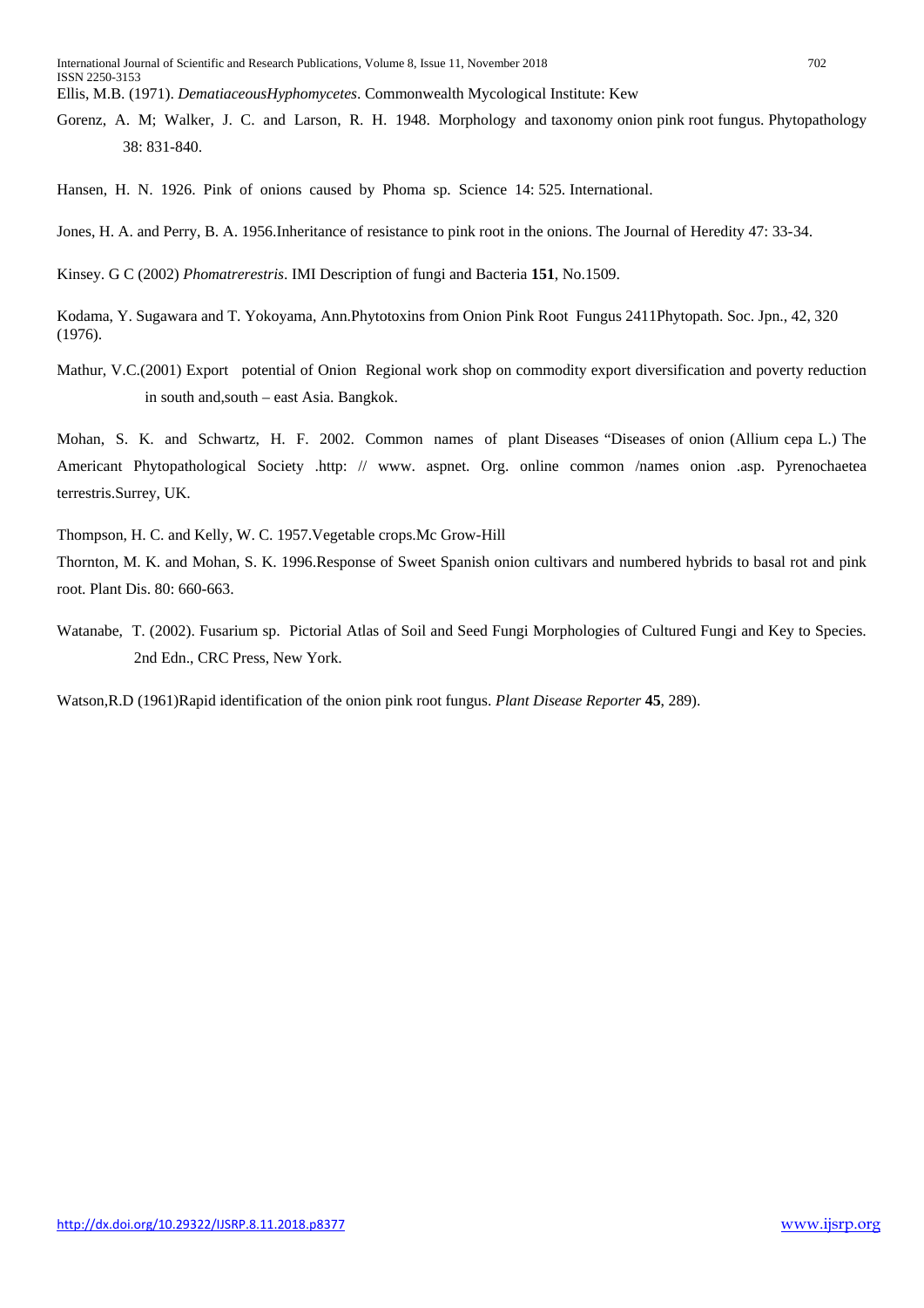Ellis, M.B. (1971). *DematiaceousHyphomycetes*. Commonwealth Mycological Institute: Kew

Gorenz, A. M; Walker, J. C. and Larson, R. H. 1948. Morphology and taxonomy onion pink root fungus. Phytopathology 38: 831-840.

Hansen, H. N. 1926. Pink of onions caused by Phoma sp. Science 14: 525. International.

Jones, H. A. and Perry, B. A. 1956.Inheritance of resistance to pink root in the onions. The Journal of Heredity 47: 33-34.

Kinsey. G C (2002) *Phomatrerestris*. IMI Description of fungi and Bacteria **151**, No.1509.

Kodama, Y. Sugawara and T. Yokoyama, Ann.Phytotoxins from Onion Pink Root Fungus 2411Phytopath. Soc. Jpn., 42, 320 (1976).

Mathur, V.C.(2001) Export potential of Onion Regional work shop on commodity export diversification and poverty reduction in south and,south – east Asia. Bangkok.

Mohan, S. K. and Schwartz, H. F. 2002. Common names of plant Diseases "Diseases of onion (Allium cepa L.) The Americant Phytopathological Society .http: // www. aspnet. Org. online common /names onion .asp. Pyrenochaetea terrestris.Surrey, UK.

Thompson, H. C. and Kelly, W. C. 1957.Vegetable crops.Mc Grow-Hill

Thornton, M. K. and Mohan, S. K. 1996.Response of Sweet Spanish onion cultivars and numbered hybrids to basal rot and pink root. Plant Dis. 80: 660-663.

Watanabe, T. (2002). Fusarium sp. Pictorial Atlas of Soil and Seed Fungi Morphologies of Cultured Fungi and Key to Species. 2nd Edn., CRC Press, New York.

Watson,R.D (1961)Rapid identification of the onion pink root fungus. *Plant Disease Reporter* **45**, 289).